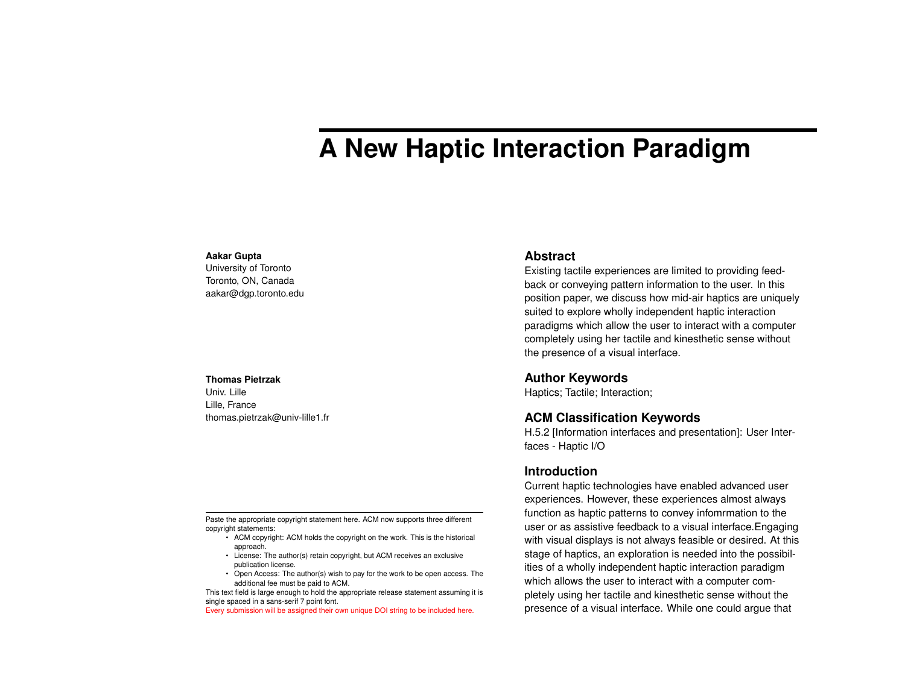# A New Haptic Interaction Paradigm

**Aakar Gupta**
University of Toronto
Toronto, ON, Canada
aakar@dgp.toronto.edu

**Thomas Pietrzak**
Univ. Lille
Lille, France
thomas.pietrzak@univ-lille1.fr

Paste the appropriate copyright statement here. ACM now supports three different copyright statements:

- ACM copyright: ACM holds the copyright on the work. This is the historical approach.
- License: The author(s) retain copyright, but ACM receives an exclusive publication license.
- Open Access: The author(s) wish to pay for the work to be open access. The additional fee must be paid to ACM.

This text field is large enough to hold the appropriate release statement assuming it is single spaced in a sans-serif 7 point font.

Every submission will be assigned their own unique DOI string to be included here.

## Abstract

Existing tactile experiences are limited to providing feedback or conveying pattern information to the user. In this position paper, we discuss how mid-air haptics are uniquely suited to explore wholly independent haptic interaction paradigms which allow the user to interact with a computer completely using her tactile and kinesthetic sense without the presence of a visual interface.

## Author Keywords

Haptics; Tactile; Interaction;

## ACM Classification Keywords

H.5.2 [Information interfaces and presentation]: User Interfaces - Haptic I/O

## Introduction

Current haptic technologies have enabled advanced user experiences. However, these experiences almost always function as haptic patterns to convey infomrmation to the user or as assistive feedback to a visual interface.Engaging with visual displays is not always feasible or desired. At this stage of haptics, an exploration is needed into the possibilities of a wholly independent haptic interaction paradigm which allows the user to interact with a computer completely using her tactile and kinesthetic sense without the presence of a visual interface. While one could argue that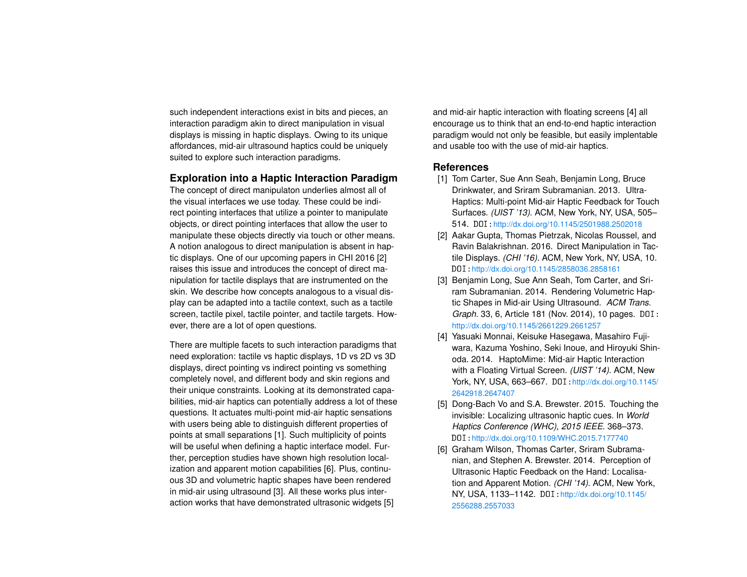such independent interactions exist in bits and pieces, an interaction paradigm akin to direct manipulation in visual displays is missing in haptic displays. Owing to its unique affordances, mid-air ultrasound haptics could be uniquely suited to explore such interaction paradigms.

## Exploration into a Haptic Interaction Paradigm

The concept of direct manipulaton underlies almost all of the visual interfaces we use today. These could be indirect pointing interfaces that utilize a pointer to manipulate objects, or direct pointing interfaces that allow the user to manipulate these objects directly via touch or other means. A notion analogous to direct manipulation is absent in haptic displays. One of our upcoming papers in CHI 2016 [2] raises this issue and introduces the concept of direct manipulation for tactile displays that are instrumented on the skin. We describe how concepts analogous to a visual display can be adapted into a tactile context, such as a tactile screen, tactile pixel, tactile pointer, and tactile targets. However, there are a lot of open questions.

There are multiple facets to such interaction paradigms that need exploration: tactile vs haptic displays, 1D vs 2D vs 3D displays, direct pointing vs indirect pointing vs something completely novel, and different body and skin regions and their unique constraints. Looking at its demonstrated capabilities, mid-air haptics can potentially address a lot of these questions. It actuates multi-point mid-air haptic sensations with users being able to distinguish different properties of points at small separations [1]. Such multiplicity of points will be useful when defining a haptic interface model. Further, perception studies have shown high resolution localization and apparent motion capabilities [6]. Plus, continuous 3D and volumetric haptic shapes have been rendered in mid-air using ultrasound [3]. All these works plus interaction works that have demonstrated ultrasonic widgets [5] and mid-air haptic interaction with floating screens [4] all encourage us to think that an end-to-end haptic interaction paradigm would not only be feasible, but easily implentable and usable too with the use of mid-air haptics.

## References

[1] Tom Carter, Sue Ann Seah, Benjamin Long, Bruce Drinkwater, and Sriram Subramanian. 2013. UltraHaptics: Multi-point Mid-air Haptic Feedback for Touch Surfaces. *(UIST '13)*. ACM, New York, NY, USA, 505–514. DOI: http://dx.doi.org/10.1145/2501988.2502018

[2] Aakar Gupta, Thomas Pietrzak, Nicolas Roussel, and Ravin Balakrishnan. 2016. Direct Manipulation in Tactile Displays. *(CHI '16)*. ACM, New York, NY, USA, 10. DOI: http://dx.doi.org/10.1145/2858036.2858161

[3] Benjamin Long, Sue Ann Seah, Tom Carter, and Sriram Subramanian. 2014. Rendering Volumetric Haptic Shapes in Mid-air Using Ultrasound. *ACM Trans. Graph.* 33, 6, Article 181 (Nov. 2014), 10 pages. DOI: http://dx.doi.org/10.1145/2661229.2661257

[4] Yasuaki Monnai, Keisuke Hasegawa, Masahiro Fujiwara, Kazuma Yoshino, Seki Inoue, and Hiroyuki Shinoda. 2014. HaptoMime: Mid-air Haptic Interaction with a Floating Virtual Screen. *(UIST '14)*. ACM, New York, NY, USA, 663–667. DOI: http://dx.doi.org/10.1145/2642918.2647407

[5] Dong-Bach Vo and S.A. Brewster. 2015. Touching the invisible: Localizing ultrasonic haptic cues. In *World Haptics Conference (WHC), 2015 IEEE*. 368–373. DOI: http://dx.doi.org/10.1109/WHC.2015.7177740

[6] Graham Wilson, Thomas Carter, Sriram Subramanian, and Stephen A. Brewster. 2014. Perception of Ultrasonic Haptic Feedback on the Hand: Localisation and Apparent Motion. *(CHI '14)*. ACM, New York, NY, USA, 1133–1142. DOI: http://dx.doi.org/10.1145/2556288.2557033